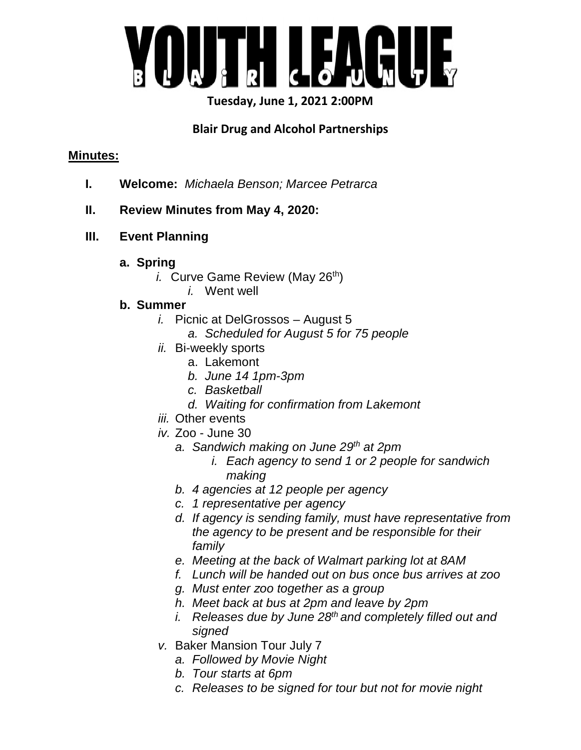# YOUTH LEAGUE

B L A I R C O U N T Y

**Tuesday, June 1, 2021 2:00PM**

**Blair Drug and Alcohol Partnerships**

**Minutes:**

I. **Welcome:** *Michaela Benson; Marcee Petrarca*

II. **Review Minutes from May 4, 2020:**

III. **Event Planning**

   a. **Spring**
      *i.* Curve Game Review (May 26th)
         *i.* Went well

   b. **Summer**
      *i.* Picnic at DelGrossos – August 5
         *a. Scheduled for August 5 for 75 people*
      *ii.* Bi-weekly sports
         a. Lakemont
         *b. June 14 1pm-3pm*
         *c. Basketball*
         *d. Waiting for confirmation from Lakemont*
      *iii.* Other events
      *iv.* Zoo - June 30
         *a. Sandwich making on June 29th at 2pm*
            *i. Each agency to send 1 or 2 people for sandwich making*
         *b. 4 agencies at 12 people per agency*
         *c. 1 representative per agency*
         *d. If agency is sending family, must have representative from the agency to be present and be responsible for their family*
         *e. Meeting at the back of Walmart parking lot at 8AM*
         *f. Lunch will be handed out on bus once bus arrives at zoo*
         *g. Must enter zoo together as a group*
         *h. Meet back at bus at 2pm and leave by 2pm*
         *i. Releases due by June 28th and completely filled out and signed*
      *v.* Baker Mansion Tour July 7
         *a. Followed by Movie Night*
         *b. Tour starts at 6pm*
         *c. Releases to be signed for tour but not for movie night*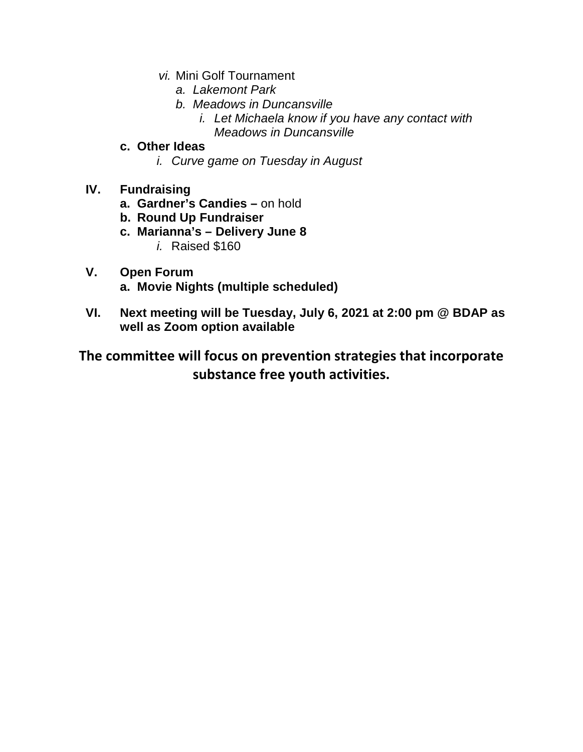- *vi.* Mini Golf Tournament
  - *a. Lakemont Park*
  - *b. Meadows in Duncansville*
    - *i. Let Michaela know if you have any contact with Meadows in Duncansville*

**c. Other Ideas**

- *i. Curve game on Tuesday in August*

**IV. Fundraising**

- **a. Gardner's Candies –** on hold
- **b. Round Up Fundraiser**
- **c. Marianna's – Delivery June 8**
  - *i.* Raised $160

**V. Open Forum**

- **a. Movie Nights (multiple scheduled)**

**VI. Next meeting will be Tuesday, July 6, 2021 at 2:00 pm @ BDAP as well as Zoom option available**

**The committee will focus on prevention strategies that incorporate substance free youth activities.**